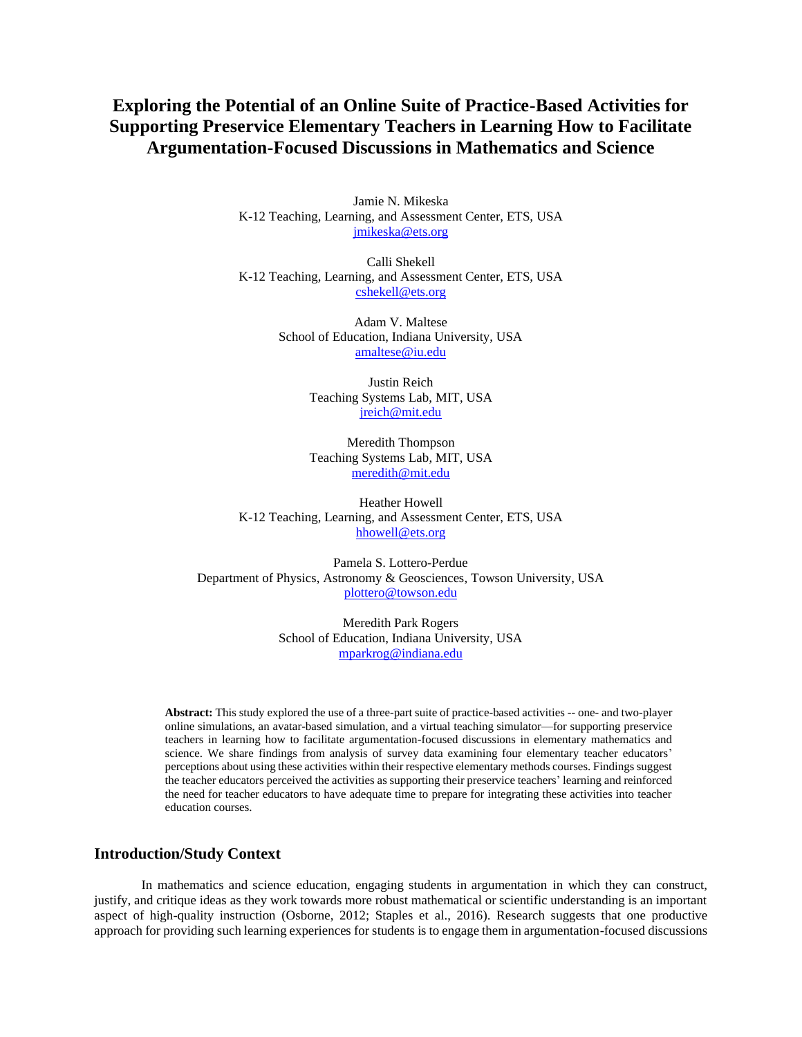# Exploring the Potential of an Online Suite of Practice-Based Activities for Supporting Preservice Elementary Teachers in Learning How to Facilitate Argumentation-Focused Discussions in Mathematics and Science

Jamie N. Mikeska
K-12 Teaching, Learning, and Assessment Center, ETS, USA
jmikeska@ets.org

Calli Shekell
K-12 Teaching, Learning, and Assessment Center, ETS, USA
cshekell@ets.org

Adam V. Maltese
School of Education, Indiana University, USA
amaltese@iu.edu

Justin Reich
Teaching Systems Lab, MIT, USA
jreich@mit.edu

Meredith Thompson
Teaching Systems Lab, MIT, USA
meredith@mit.edu

Heather Howell
K-12 Teaching, Learning, and Assessment Center, ETS, USA
hhowell@ets.org

Pamela S. Lottero-Perdue
Department of Physics, Astronomy & Geosciences, Towson University, USA
plottero@towson.edu

Meredith Park Rogers
School of Education, Indiana University, USA
mparkrog@indiana.edu

**Abstract:** This study explored the use of a three-part suite of practice-based activities -- one- and two-player online simulations, an avatar-based simulation, and a virtual teaching simulator—for supporting preservice teachers in learning how to facilitate argumentation-focused discussions in elementary mathematics and science. We share findings from analysis of survey data examining four elementary teacher educators' perceptions about using these activities within their respective elementary methods courses. Findings suggest the teacher educators perceived the activities as supporting their preservice teachers' learning and reinforced the need for teacher educators to have adequate time to prepare for integrating these activities into teacher education courses.

## Introduction/Study Context

In mathematics and science education, engaging students in argumentation in which they can construct, justify, and critique ideas as they work towards more robust mathematical or scientific understanding is an important aspect of high-quality instruction (Osborne, 2012; Staples et al., 2016). Research suggests that one productive approach for providing such learning experiences for students is to engage them in argumentation-focused discussions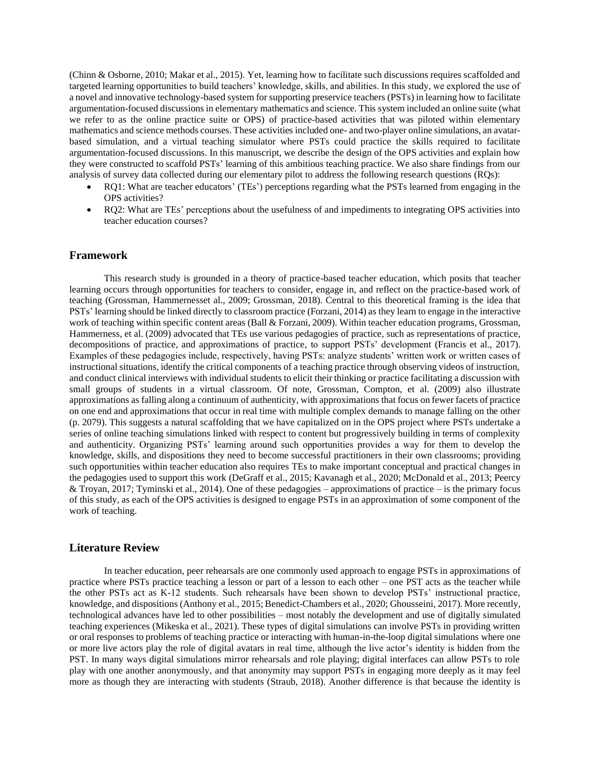(Chinn & Osborne, 2010; Makar et al., 2015). Yet, learning how to facilitate such discussions requires scaffolded and targeted learning opportunities to build teachers' knowledge, skills, and abilities. In this study, we explored the use of a novel and innovative technology-based system for supporting preservice teachers (PSTs) in learning how to facilitate argumentation-focused discussions in elementary mathematics and science. This system included an online suite (what we refer to as the online practice suite or OPS) of practice-based activities that was piloted within elementary mathematics and science methods courses. These activities included one- and two-player online simulations, an avatar-based simulation, and a virtual teaching simulator where PSTs could practice the skills required to facilitate argumentation-focused discussions. In this manuscript, we describe the design of the OPS activities and explain how they were constructed to scaffold PSTs' learning of this ambitious teaching practice. We also share findings from our analysis of survey data collected during our elementary pilot to address the following research questions (RQs):

- RQ1: What are teacher educators' (TEs') perceptions regarding what the PSTs learned from engaging in the OPS activities?
- RQ2: What are TEs' perceptions about the usefulness of and impediments to integrating OPS activities into teacher education courses?

## Framework

This research study is grounded in a theory of practice-based teacher education, which posits that teacher learning occurs through opportunities for teachers to consider, engage in, and reflect on the practice-based work of teaching (Grossman, Hammernesset al., 2009; Grossman, 2018). Central to this theoretical framing is the idea that PSTs' learning should be linked directly to classroom practice (Forzani, 2014) as they learn to engage in the interactive work of teaching within specific content areas (Ball & Forzani, 2009). Within teacher education programs, Grossman, Hammerness, et al. (2009) advocated that TEs use various pedagogies of practice, such as representations of practice, decompositions of practice, and approximations of practice, to support PSTs' development (Francis et al., 2017). Examples of these pedagogies include, respectively, having PSTs: analyze students' written work or written cases of instructional situations, identify the critical components of a teaching practice through observing videos of instruction, and conduct clinical interviews with individual students to elicit their thinking or practice facilitating a discussion with small groups of students in a virtual classroom. Of note, Grossman, Compton, et al. (2009) also illustrate approximations as falling along a continuum of authenticity, with approximations that focus on fewer facets of practice on one end and approximations that occur in real time with multiple complex demands to manage falling on the other (p. 2079). This suggests a natural scaffolding that we have capitalized on in the OPS project where PSTs undertake a series of online teaching simulations linked with respect to content but progressively building in terms of complexity and authenticity. Organizing PSTs' learning around such opportunities provides a way for them to develop the knowledge, skills, and dispositions they need to become successful practitioners in their own classrooms; providing such opportunities within teacher education also requires TEs to make important conceptual and practical changes in the pedagogies used to support this work (DeGraff et al., 2015; Kavanagh et al., 2020; McDonald et al., 2013; Peercy & Troyan, 2017; Tyminski et al., 2014). One of these pedagogies – approximations of practice – is the primary focus of this study, as each of the OPS activities is designed to engage PSTs in an approximation of some component of the work of teaching.

## Literature Review

In teacher education, peer rehearsals are one commonly used approach to engage PSTs in approximations of practice where PSTs practice teaching a lesson or part of a lesson to each other – one PST acts as the teacher while the other PSTs act as K-12 students. Such rehearsals have been shown to develop PSTs' instructional practice, knowledge, and dispositions (Anthony et al., 2015; Benedict-Chambers et al., 2020; Ghousseini, 2017). More recently, technological advances have led to other possibilities – most notably the development and use of digitally simulated teaching experiences (Mikeska et al., 2021). These types of digital simulations can involve PSTs in providing written or oral responses to problems of teaching practice or interacting with human-in-the-loop digital simulations where one or more live actors play the role of digital avatars in real time, although the live actor's identity is hidden from the PST. In many ways digital simulations mirror rehearsals and role playing; digital interfaces can allow PSTs to role play with one another anonymously, and that anonymity may support PSTs in engaging more deeply as it may feel more as though they are interacting with students (Straub, 2018). Another difference is that because the identity is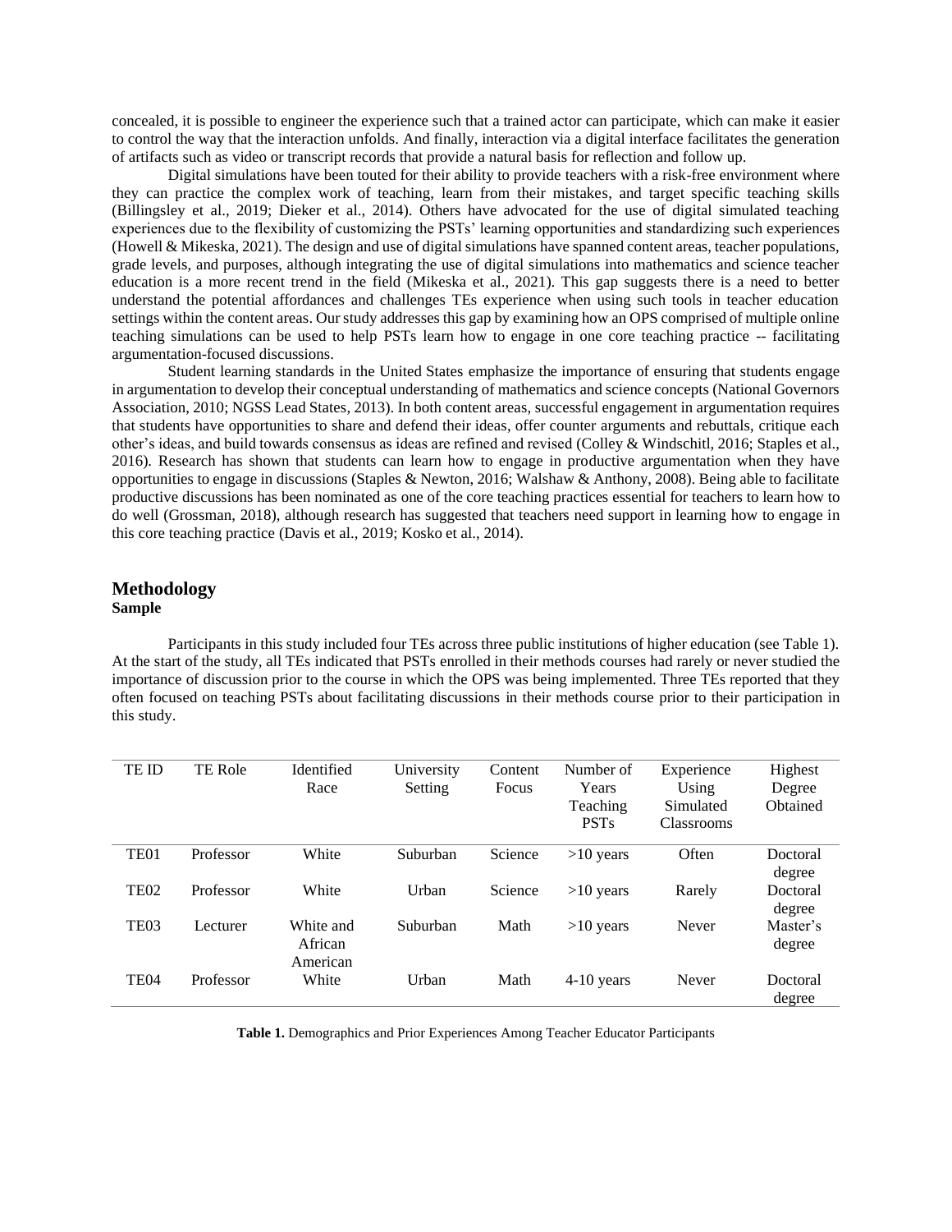concealed, it is possible to engineer the experience such that a trained actor can participate, which can make it easier to control the way that the interaction unfolds. And finally, interaction via a digital interface facilitates the generation of artifacts such as video or transcript records that provide a natural basis for reflection and follow up.

Digital simulations have been touted for their ability to provide teachers with a risk-free environment where they can practice the complex work of teaching, learn from their mistakes, and target specific teaching skills (Billingsley et al., 2019; Dieker et al., 2014). Others have advocated for the use of digital simulated teaching experiences due to the flexibility of customizing the PSTs' learning opportunities and standardizing such experiences (Howell & Mikeska, 2021). The design and use of digital simulations have spanned content areas, teacher populations, grade levels, and purposes, although integrating the use of digital simulations into mathematics and science teacher education is a more recent trend in the field (Mikeska et al., 2021). This gap suggests there is a need to better understand the potential affordances and challenges TEs experience when using such tools in teacher education settings within the content areas. Our study addresses this gap by examining how an OPS comprised of multiple online teaching simulations can be used to help PSTs learn how to engage in one core teaching practice -- facilitating argumentation-focused discussions.

Student learning standards in the United States emphasize the importance of ensuring that students engage in argumentation to develop their conceptual understanding of mathematics and science concepts (National Governors Association, 2010; NGSS Lead States, 2013). In both content areas, successful engagement in argumentation requires that students have opportunities to share and defend their ideas, offer counter arguments and rebuttals, critique each other's ideas, and build towards consensus as ideas are refined and revised (Colley & Windschitl, 2016; Staples et al., 2016). Research has shown that students can learn how to engage in productive argumentation when they have opportunities to engage in discussions (Staples & Newton, 2016; Walshaw & Anthony, 2008). Being able to facilitate productive discussions has been nominated as one of the core teaching practices essential for teachers to learn how to do well (Grossman, 2018), although research has suggested that teachers need support in learning how to engage in this core teaching practice (Davis et al., 2019; Kosko et al., 2014).

## Methodology

### Sample

Participants in this study included four TEs across three public institutions of higher education (see Table 1). At the start of the study, all TEs indicated that PSTs enrolled in their methods courses had rarely or never studied the importance of discussion prior to the course in which the OPS was being implemented. Three TEs reported that they often focused on teaching PSTs about facilitating discussions in their methods course prior to their participation in this study.

| TE ID | TE Role | Identified Race | University Setting | Content Focus | Number of Years Teaching PSTs | Experience Using Simulated Classrooms | Highest Degree Obtained |
|---|---|---|---|---|---|---|---|
| TE01 | Professor | White | Suburban | Science | >10 years | Often | Doctoral degree |
| TE02 | Professor | White | Urban | Science | >10 years | Rarely | Doctoral degree |
| TE03 | Lecturer | White and African American | Suburban | Math | >10 years | Never | Master's degree |
| TE04 | Professor | White | Urban | Math | 4-10 years | Never | Doctoral degree |

**Table 1.** Demographics and Prior Experiences Among Teacher Educator Participants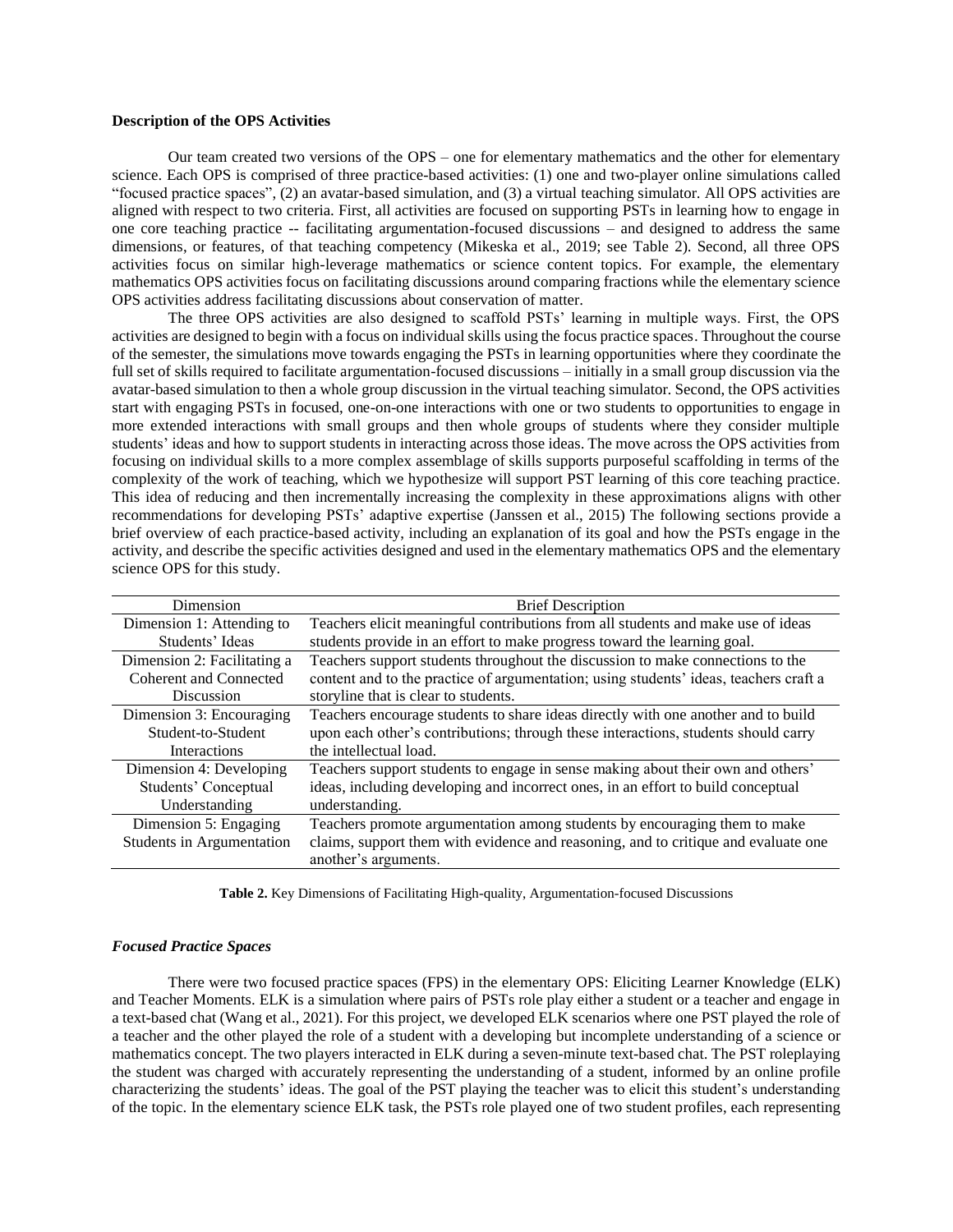**Description of the OPS Activities**

Our team created two versions of the OPS – one for elementary mathematics and the other for elementary science. Each OPS is comprised of three practice-based activities: (1) one and two-player online simulations called "focused practice spaces", (2) an avatar-based simulation, and (3) a virtual teaching simulator. All OPS activities are aligned with respect to two criteria. First, all activities are focused on supporting PSTs in learning how to engage in one core teaching practice -- facilitating argumentation-focused discussions – and designed to address the same dimensions, or features, of that teaching competency (Mikeska et al., 2019; see Table 2). Second, all three OPS activities focus on similar high-leverage mathematics or science content topics. For example, the elementary mathematics OPS activities focus on facilitating discussions around comparing fractions while the elementary science OPS activities address facilitating discussions about conservation of matter.

The three OPS activities are also designed to scaffold PSTs' learning in multiple ways. First, the OPS activities are designed to begin with a focus on individual skills using the focus practice spaces. Throughout the course of the semester, the simulations move towards engaging the PSTs in learning opportunities where they coordinate the full set of skills required to facilitate argumentation-focused discussions – initially in a small group discussion via the avatar-based simulation to then a whole group discussion in the virtual teaching simulator. Second, the OPS activities start with engaging PSTs in focused, one-on-one interactions with one or two students to opportunities to engage in more extended interactions with small groups and then whole groups of students where they consider multiple students' ideas and how to support students in interacting across those ideas. The move across the OPS activities from focusing on individual skills to a more complex assemblage of skills supports purposeful scaffolding in terms of the complexity of the work of teaching, which we hypothesize will support PST learning of this core teaching practice. This idea of reducing and then incrementally increasing the complexity in these approximations aligns with other recommendations for developing PSTs' adaptive expertise (Janssen et al., 2015) The following sections provide a brief overview of each practice-based activity, including an explanation of its goal and how the PSTs engage in the activity, and describe the specific activities designed and used in the elementary mathematics OPS and the elementary science OPS for this study.

| Dimension | Brief Description |
|---|---|
| Dimension 1: Attending to Students' Ideas | Teachers elicit meaningful contributions from all students and make use of ideas students provide in an effort to make progress toward the learning goal. |
| Dimension 2: Facilitating a Coherent and Connected Discussion | Teachers support students throughout the discussion to make connections to the content and to the practice of argumentation; using students' ideas, teachers craft a storyline that is clear to students. |
| Dimension 3: Encouraging Student-to-Student Interactions | Teachers encourage students to share ideas directly with one another and to build upon each other's contributions; through these interactions, students should carry the intellectual load. |
| Dimension 4: Developing Students' Conceptual Understanding | Teachers support students to engage in sense making about their own and others' ideas, including developing and incorrect ones, in an effort to build conceptual understanding. |
| Dimension 5: Engaging Students in Argumentation | Teachers promote argumentation among students by encouraging them to make claims, support them with evidence and reasoning, and to critique and evaluate one another's arguments. |

**Table 2.** Key Dimensions of Facilitating High-quality, Argumentation-focused Discussions

***Focused Practice Spaces***

There were two focused practice spaces (FPS) in the elementary OPS: Eliciting Learner Knowledge (ELK) and Teacher Moments. ELK is a simulation where pairs of PSTs role play either a student or a teacher and engage in a text-based chat (Wang et al., 2021). For this project, we developed ELK scenarios where one PST played the role of a teacher and the other played the role of a student with a developing but incomplete understanding of a science or mathematics concept. The two players interacted in ELK during a seven-minute text-based chat. The PST roleplaying the student was charged with accurately representing the understanding of a student, informed by an online profile characterizing the students' ideas. The goal of the PST playing the teacher was to elicit this student's understanding of the topic. In the elementary science ELK task, the PSTs role played one of two student profiles, each representing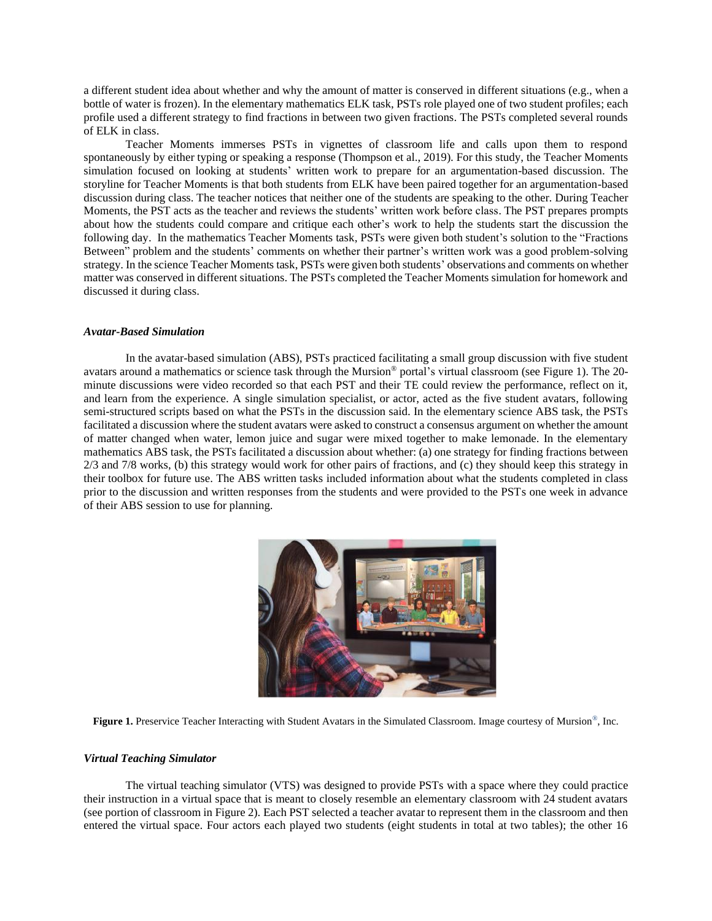a different student idea about whether and why the amount of matter is conserved in different situations (e.g., when a bottle of water is frozen). In the elementary mathematics ELK task, PSTs role played one of two student profiles; each profile used a different strategy to find fractions in between two given fractions. The PSTs completed several rounds of ELK in class.

Teacher Moments immerses PSTs in vignettes of classroom life and calls upon them to respond spontaneously by either typing or speaking a response (Thompson et al., 2019). For this study, the Teacher Moments simulation focused on looking at students' written work to prepare for an argumentation-based discussion. The storyline for Teacher Moments is that both students from ELK have been paired together for an argumentation-based discussion during class. The teacher notices that neither one of the students are speaking to the other. During Teacher Moments, the PST acts as the teacher and reviews the students' written work before class. The PST prepares prompts about how the students could compare and critique each other's work to help the students start the discussion the following day. In the mathematics Teacher Moments task, PSTs were given both student's solution to the "Fractions Between" problem and the students' comments on whether their partner's written work was a good problem-solving strategy. In the science Teacher Moments task, PSTs were given both students' observations and comments on whether matter was conserved in different situations. The PSTs completed the Teacher Moments simulation for homework and discussed it during class.

### *Avatar-Based Simulation*

In the avatar-based simulation (ABS), PSTs practiced facilitating a small group discussion with five student avatars around a mathematics or science task through the Mursion® portal's virtual classroom (see Figure 1). The 20-minute discussions were video recorded so that each PST and their TE could review the performance, reflect on it, and learn from the experience. A single simulation specialist, or actor, acted as the five student avatars, following semi-structured scripts based on what the PSTs in the discussion said. In the elementary science ABS task, the PSTs facilitated a discussion where the student avatars were asked to construct a consensus argument on whether the amount of matter changed when water, lemon juice and sugar were mixed together to make lemonade. In the elementary mathematics ABS task, the PSTs facilitated a discussion about whether: (a) one strategy for finding fractions between 2/3 and 7/8 works, (b) this strategy would work for other pairs of fractions, and (c) they should keep this strategy in their toolbox for future use. The ABS written tasks included information about what the students completed in class prior to the discussion and written responses from the students and were provided to the PSTs one week in advance of their ABS session to use for planning.

**Figure 1.** Preservice Teacher Interacting with Student Avatars in the Simulated Classroom. Image courtesy of Mursion®, Inc.

### *Virtual Teaching Simulator*

The virtual teaching simulator (VTS) was designed to provide PSTs with a space where they could practice their instruction in a virtual space that is meant to closely resemble an elementary classroom with 24 student avatars (see portion of classroom in Figure 2). Each PST selected a teacher avatar to represent them in the classroom and then entered the virtual space. Four actors each played two students (eight students in total at two tables); the other 16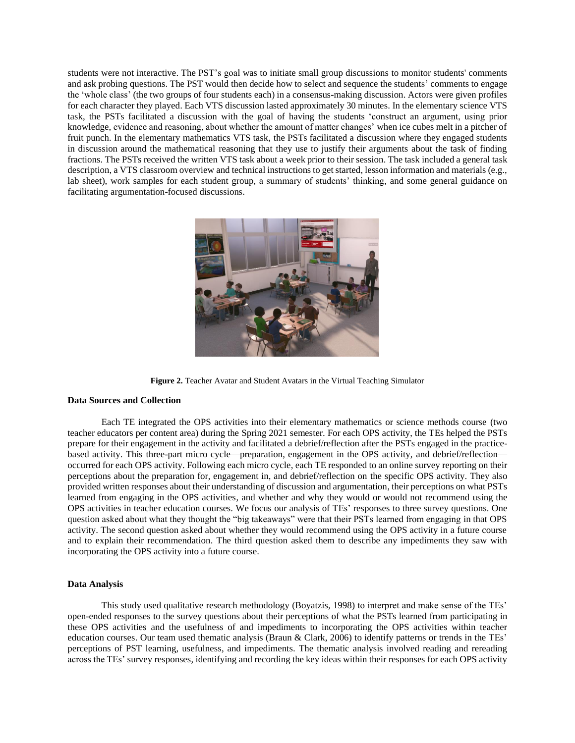students were not interactive. The PST's goal was to initiate small group discussions to monitor students' comments and ask probing questions. The PST would then decide how to select and sequence the students' comments to engage the 'whole class' (the two groups of four students each) in a consensus-making discussion. Actors were given profiles for each character they played. Each VTS discussion lasted approximately 30 minutes. In the elementary science VTS task, the PSTs facilitated a discussion with the goal of having the students 'construct an argument, using prior knowledge, evidence and reasoning, about whether the amount of matter changes' when ice cubes melt in a pitcher of fruit punch. In the elementary mathematics VTS task, the PSTs facilitated a discussion where they engaged students in discussion around the mathematical reasoning that they use to justify their arguments about the task of finding fractions. The PSTs received the written VTS task about a week prior to their session. The task included a general task description, a VTS classroom overview and technical instructions to get started, lesson information and materials (e.g., lab sheet), work samples for each student group, a summary of students' thinking, and some general guidance on facilitating argumentation-focused discussions.

**Figure 2.** Teacher Avatar and Student Avatars in the Virtual Teaching Simulator

### Data Sources and Collection

Each TE integrated the OPS activities into their elementary mathematics or science methods course (two teacher educators per content area) during the Spring 2021 semester. For each OPS activity, the TEs helped the PSTs prepare for their engagement in the activity and facilitated a debrief/reflection after the PSTs engaged in the practice-based activity. This three-part micro cycle—preparation, engagement in the OPS activity, and debrief/reflection—occurred for each OPS activity. Following each micro cycle, each TE responded to an online survey reporting on their perceptions about the preparation for, engagement in, and debrief/reflection on the specific OPS activity. They also provided written responses about their understanding of discussion and argumentation, their perceptions on what PSTs learned from engaging in the OPS activities, and whether and why they would or would not recommend using the OPS activities in teacher education courses. We focus our analysis of TEs' responses to three survey questions. One question asked about what they thought the "big takeaways" were that their PSTs learned from engaging in that OPS activity. The second question asked about whether they would recommend using the OPS activity in a future course and to explain their recommendation. The third question asked them to describe any impediments they saw with incorporating the OPS activity into a future course.

### Data Analysis

This study used qualitative research methodology (Boyatzis, 1998) to interpret and make sense of the TEs' open-ended responses to the survey questions about their perceptions of what the PSTs learned from participating in these OPS activities and the usefulness of and impediments to incorporating the OPS activities within teacher education courses. Our team used thematic analysis (Braun & Clark, 2006) to identify patterns or trends in the TEs' perceptions of PST learning, usefulness, and impediments. The thematic analysis involved reading and rereading across the TEs' survey responses, identifying and recording the key ideas within their responses for each OPS activity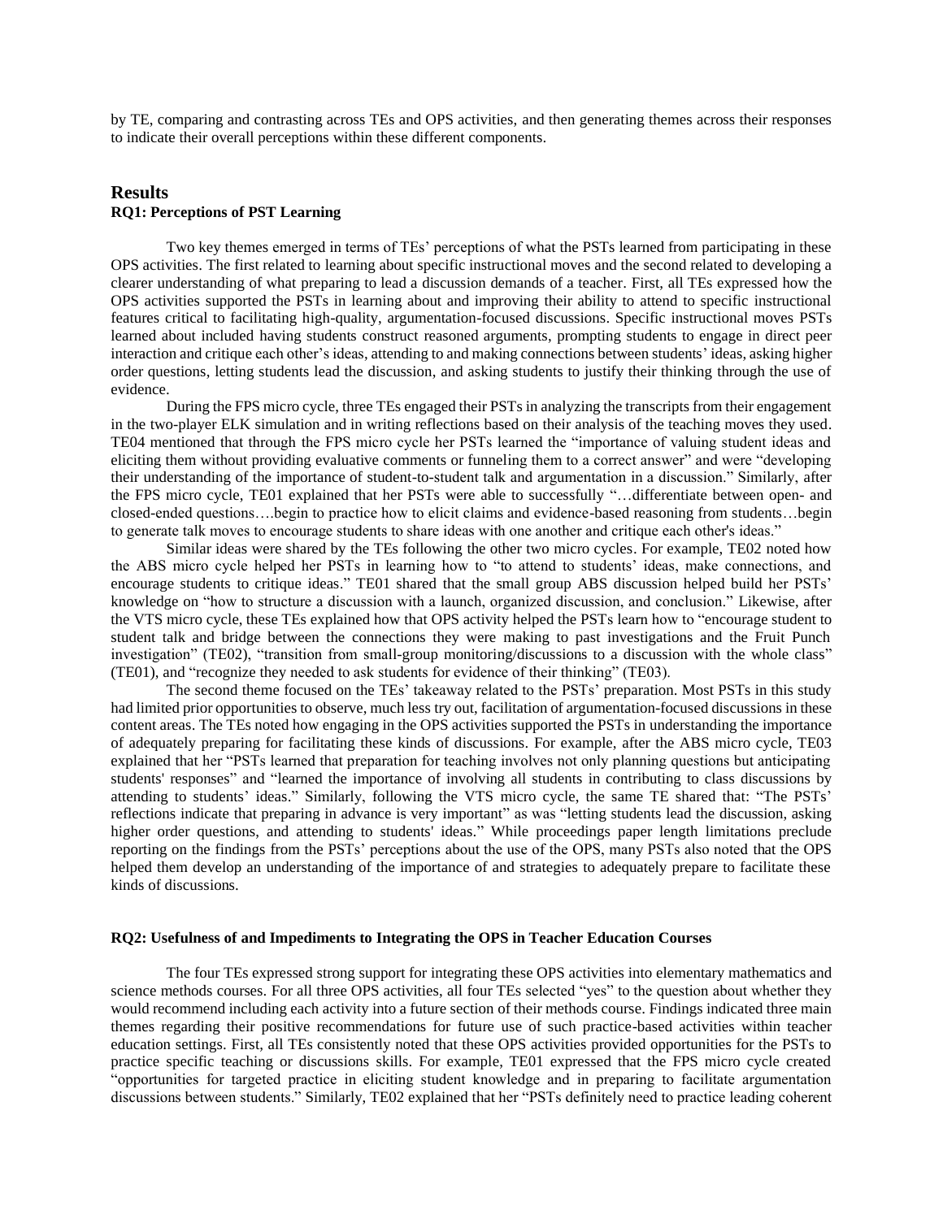by TE, comparing and contrasting across TEs and OPS activities, and then generating themes across their responses to indicate their overall perceptions within these different components.

## Results

### RQ1: Perceptions of PST Learning

Two key themes emerged in terms of TEs' perceptions of what the PSTs learned from participating in these OPS activities. The first related to learning about specific instructional moves and the second related to developing a clearer understanding of what preparing to lead a discussion demands of a teacher. First, all TEs expressed how the OPS activities supported the PSTs in learning about and improving their ability to attend to specific instructional features critical to facilitating high-quality, argumentation-focused discussions. Specific instructional moves PSTs learned about included having students construct reasoned arguments, prompting students to engage in direct peer interaction and critique each other's ideas, attending to and making connections between students' ideas, asking higher order questions, letting students lead the discussion, and asking students to justify their thinking through the use of evidence.

During the FPS micro cycle, three TEs engaged their PSTs in analyzing the transcripts from their engagement in the two-player ELK simulation and in writing reflections based on their analysis of the teaching moves they used. TE04 mentioned that through the FPS micro cycle her PSTs learned the "importance of valuing student ideas and eliciting them without providing evaluative comments or funneling them to a correct answer" and were "developing their understanding of the importance of student-to-student talk and argumentation in a discussion." Similarly, after the FPS micro cycle, TE01 explained that her PSTs were able to successfully "…differentiate between open- and closed-ended questions….begin to practice how to elicit claims and evidence-based reasoning from students…begin to generate talk moves to encourage students to share ideas with one another and critique each other's ideas."

Similar ideas were shared by the TEs following the other two micro cycles. For example, TE02 noted how the ABS micro cycle helped her PSTs in learning how to "to attend to students' ideas, make connections, and encourage students to critique ideas." TE01 shared that the small group ABS discussion helped build her PSTs' knowledge on "how to structure a discussion with a launch, organized discussion, and conclusion." Likewise, after the VTS micro cycle, these TEs explained how that OPS activity helped the PSTs learn how to "encourage student to student talk and bridge between the connections they were making to past investigations and the Fruit Punch investigation" (TE02), "transition from small-group monitoring/discussions to a discussion with the whole class" (TE01), and "recognize they needed to ask students for evidence of their thinking" (TE03).

The second theme focused on the TEs' takeaway related to the PSTs' preparation. Most PSTs in this study had limited prior opportunities to observe, much less try out, facilitation of argumentation-focused discussions in these content areas. The TEs noted how engaging in the OPS activities supported the PSTs in understanding the importance of adequately preparing for facilitating these kinds of discussions. For example, after the ABS micro cycle, TE03 explained that her "PSTs learned that preparation for teaching involves not only planning questions but anticipating students' responses" and "learned the importance of involving all students in contributing to class discussions by attending to students' ideas." Similarly, following the VTS micro cycle, the same TE shared that: "The PSTs' reflections indicate that preparing in advance is very important" as was "letting students lead the discussion, asking higher order questions, and attending to students' ideas." While proceedings paper length limitations preclude reporting on the findings from the PSTs' perceptions about the use of the OPS, many PSTs also noted that the OPS helped them develop an understanding of the importance of and strategies to adequately prepare to facilitate these kinds of discussions.

### RQ2: Usefulness of and Impediments to Integrating the OPS in Teacher Education Courses

The four TEs expressed strong support for integrating these OPS activities into elementary mathematics and science methods courses. For all three OPS activities, all four TEs selected "yes" to the question about whether they would recommend including each activity into a future section of their methods course. Findings indicated three main themes regarding their positive recommendations for future use of such practice-based activities within teacher education settings. First, all TEs consistently noted that these OPS activities provided opportunities for the PSTs to practice specific teaching or discussions skills. For example, TE01 expressed that the FPS micro cycle created "opportunities for targeted practice in eliciting student knowledge and in preparing to facilitate argumentation discussions between students." Similarly, TE02 explained that her "PSTs definitely need to practice leading coherent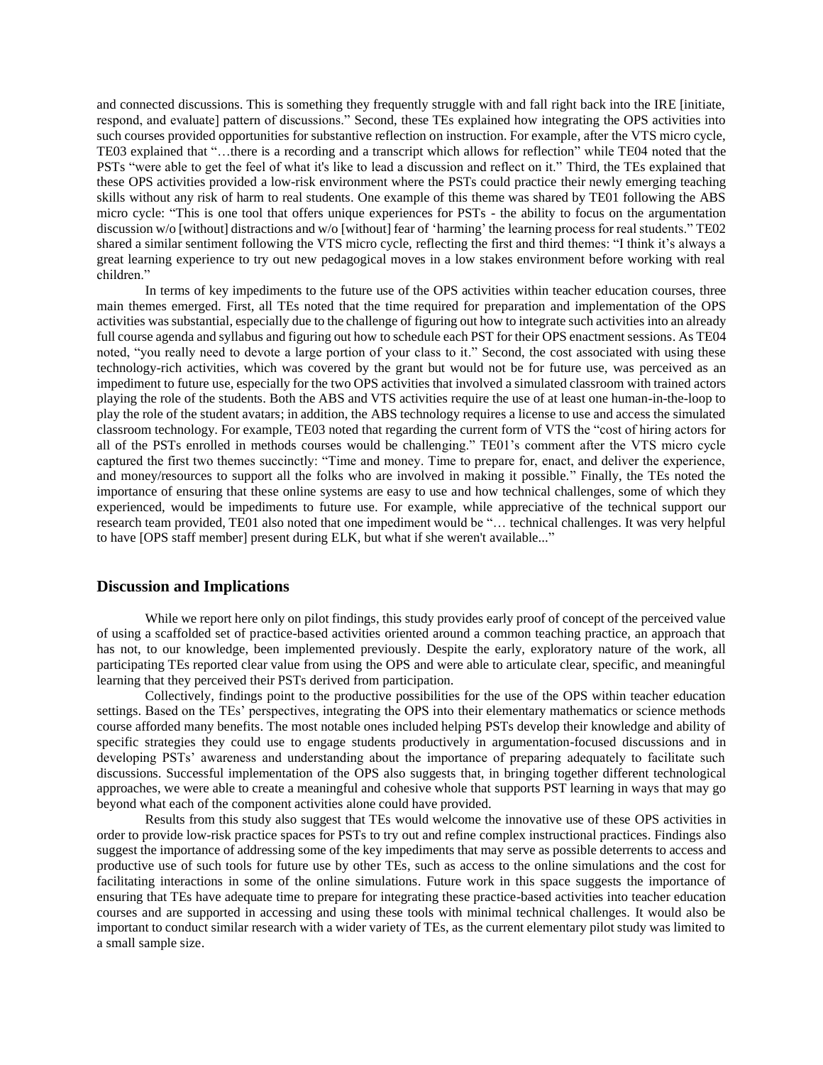and connected discussions. This is something they frequently struggle with and fall right back into the IRE [initiate, respond, and evaluate] pattern of discussions." Second, these TEs explained how integrating the OPS activities into such courses provided opportunities for substantive reflection on instruction. For example, after the VTS micro cycle, TE03 explained that "…there is a recording and a transcript which allows for reflection" while TE04 noted that the PSTs "were able to get the feel of what it's like to lead a discussion and reflect on it." Third, the TEs explained that these OPS activities provided a low-risk environment where the PSTs could practice their newly emerging teaching skills without any risk of harm to real students. One example of this theme was shared by TE01 following the ABS micro cycle: "This is one tool that offers unique experiences for PSTs - the ability to focus on the argumentation discussion w/o [without] distractions and w/o [without] fear of 'harming' the learning process for real students." TE02 shared a similar sentiment following the VTS micro cycle, reflecting the first and third themes: "I think it's always a great learning experience to try out new pedagogical moves in a low stakes environment before working with real children."

In terms of key impediments to the future use of the OPS activities within teacher education courses, three main themes emerged. First, all TEs noted that the time required for preparation and implementation of the OPS activities was substantial, especially due to the challenge of figuring out how to integrate such activities into an already full course agenda and syllabus and figuring out how to schedule each PST for their OPS enactment sessions. As TE04 noted, "you really need to devote a large portion of your class to it." Second, the cost associated with using these technology-rich activities, which was covered by the grant but would not be for future use, was perceived as an impediment to future use, especially for the two OPS activities that involved a simulated classroom with trained actors playing the role of the students. Both the ABS and VTS activities require the use of at least one human-in-the-loop to play the role of the student avatars; in addition, the ABS technology requires a license to use and access the simulated classroom technology. For example, TE03 noted that regarding the current form of VTS the "cost of hiring actors for all of the PSTs enrolled in methods courses would be challenging." TE01's comment after the VTS micro cycle captured the first two themes succinctly: "Time and money. Time to prepare for, enact, and deliver the experience, and money/resources to support all the folks who are involved in making it possible." Finally, the TEs noted the importance of ensuring that these online systems are easy to use and how technical challenges, some of which they experienced, would be impediments to future use. For example, while appreciative of the technical support our research team provided, TE01 also noted that one impediment would be "… technical challenges. It was very helpful to have [OPS staff member] present during ELK, but what if she weren't available..."

## Discussion and Implications

While we report here only on pilot findings, this study provides early proof of concept of the perceived value of using a scaffolded set of practice-based activities oriented around a common teaching practice, an approach that has not, to our knowledge, been implemented previously. Despite the early, exploratory nature of the work, all participating TEs reported clear value from using the OPS and were able to articulate clear, specific, and meaningful learning that they perceived their PSTs derived from participation.

Collectively, findings point to the productive possibilities for the use of the OPS within teacher education settings. Based on the TEs' perspectives, integrating the OPS into their elementary mathematics or science methods course afforded many benefits. The most notable ones included helping PSTs develop their knowledge and ability of specific strategies they could use to engage students productively in argumentation-focused discussions and in developing PSTs' awareness and understanding about the importance of preparing adequately to facilitate such discussions. Successful implementation of the OPS also suggests that, in bringing together different technological approaches, we were able to create a meaningful and cohesive whole that supports PST learning in ways that may go beyond what each of the component activities alone could have provided.

Results from this study also suggest that TEs would welcome the innovative use of these OPS activities in order to provide low-risk practice spaces for PSTs to try out and refine complex instructional practices. Findings also suggest the importance of addressing some of the key impediments that may serve as possible deterrents to access and productive use of such tools for future use by other TEs, such as access to the online simulations and the cost for facilitating interactions in some of the online simulations. Future work in this space suggests the importance of ensuring that TEs have adequate time to prepare for integrating these practice-based activities into teacher education courses and are supported in accessing and using these tools with minimal technical challenges. It would also be important to conduct similar research with a wider variety of TEs, as the current elementary pilot study was limited to a small sample size.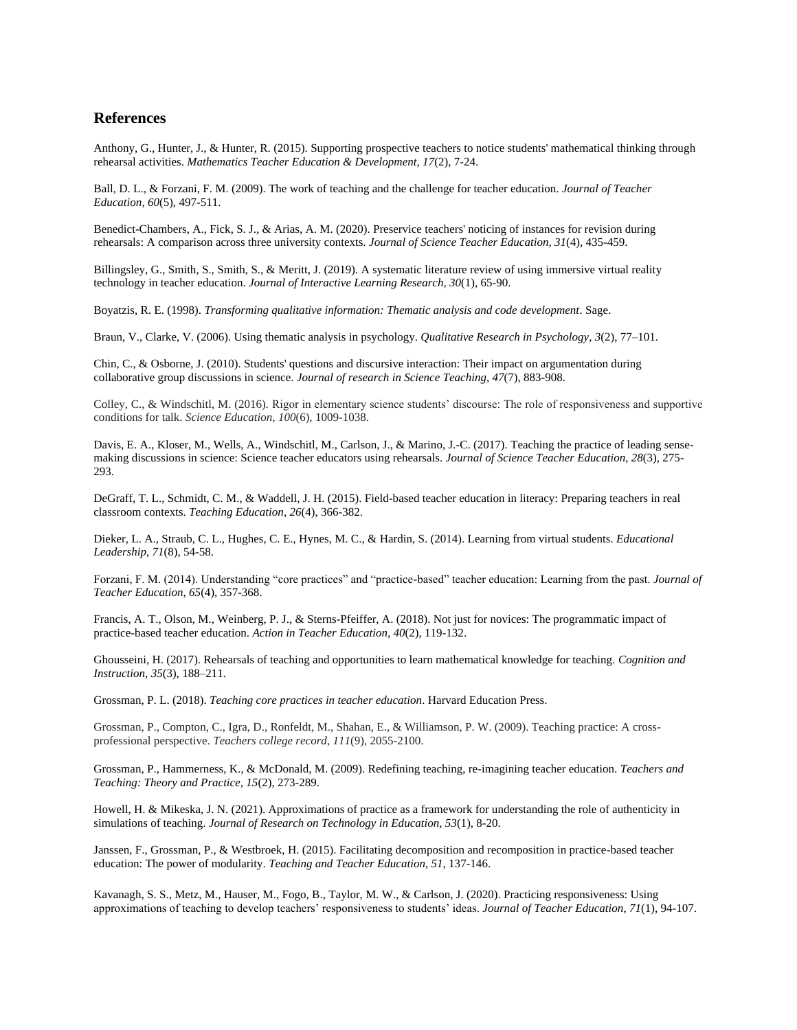## References

Anthony, G., Hunter, J., & Hunter, R. (2015). Supporting prospective teachers to notice students' mathematical thinking through rehearsal activities. *Mathematics Teacher Education & Development, 17*(2), 7-24.

Ball, D. L., & Forzani, F. M. (2009). The work of teaching and the challenge for teacher education. *Journal of Teacher Education, 60*(5), 497-511.

Benedict-Chambers, A., Fick, S. J., & Arias, A. M. (2020). Preservice teachers' noticing of instances for revision during rehearsals: A comparison across three university contexts. *Journal of Science Teacher Education, 31*(4), 435-459.

Billingsley, G., Smith, S., Smith, S., & Meritt, J. (2019). A systematic literature review of using immersive virtual reality technology in teacher education. *Journal of Interactive Learning Research, 30*(1), 65-90.

Boyatzis, R. E. (1998). *Transforming qualitative information: Thematic analysis and code development*. Sage.

Braun, V., Clarke, V. (2006). Using thematic analysis in psychology. *Qualitative Research in Psychology*, *3*(2), 77–101.

Chin, C., & Osborne, J. (2010). Students' questions and discursive interaction: Their impact on argumentation during collaborative group discussions in science. *Journal of research in Science Teaching, 47*(7), 883-908.

Colley, C., & Windschitl, M. (2016). Rigor in elementary science students' discourse: The role of responsiveness and supportive conditions for talk. *Science Education, 100*(6), 1009-1038.

Davis, E. A., Kloser, M., Wells, A., Windschitl, M., Carlson, J., & Marino, J.-C. (2017). Teaching the practice of leading sense-making discussions in science: Science teacher educators using rehearsals. *Journal of Science Teacher Education*, *28*(3), 275-293.

DeGraff, T. L., Schmidt, C. M., & Waddell, J. H. (2015). Field-based teacher education in literacy: Preparing teachers in real classroom contexts. *Teaching Education*, *26*(4), 366-382.

Dieker, L. A., Straub, C. L., Hughes, C. E., Hynes, M. C., & Hardin, S. (2014). Learning from virtual students. *Educational Leadership*, *71*(8), 54-58.

Forzani, F. M. (2014). Understanding "core practices" and "practice-based" teacher education: Learning from the past. *Journal of Teacher Education*, *65*(4), 357-368.

Francis, A. T., Olson, M., Weinberg, P. J., & Sterns-Pfeiffer, A. (2018). Not just for novices: The programmatic impact of practice-based teacher education. *Action in Teacher Education, 40*(2), 119-132.

Ghousseini, H. (2017). Rehearsals of teaching and opportunities to learn mathematical knowledge for teaching. *Cognition and Instruction*, *35*(3), 188–211.

Grossman, P. L. (2018). *Teaching core practices in teacher education*. Harvard Education Press.

Grossman, P., Compton, C., Igra, D., Ronfeldt, M., Shahan, E., & Williamson, P. W. (2009). Teaching practice: A cross-professional perspective. *Teachers college record*, *111*(9), 2055-2100.

Grossman, P., Hammerness, K., & McDonald, M. (2009). Redefining teaching, re-imagining teacher education. *Teachers and Teaching: Theory and Practice, 15*(2), 273-289.

Howell, H. & Mikeska, J. N. (2021). Approximations of practice as a framework for understanding the role of authenticity in simulations of teaching. *Journal of Research on Technology in Education, 53*(1), 8-20.

Janssen, F., Grossman, P., & Westbroek, H. (2015). Facilitating decomposition and recomposition in practice-based teacher education: The power of modularity. *Teaching and Teacher Education*, *51*, 137-146.

Kavanagh, S. S., Metz, M., Hauser, M., Fogo, B., Taylor, M. W., & Carlson, J. (2020). Practicing responsiveness: Using approximations of teaching to develop teachers' responsiveness to students' ideas. *Journal of Teacher Education, 71*(1), 94-107.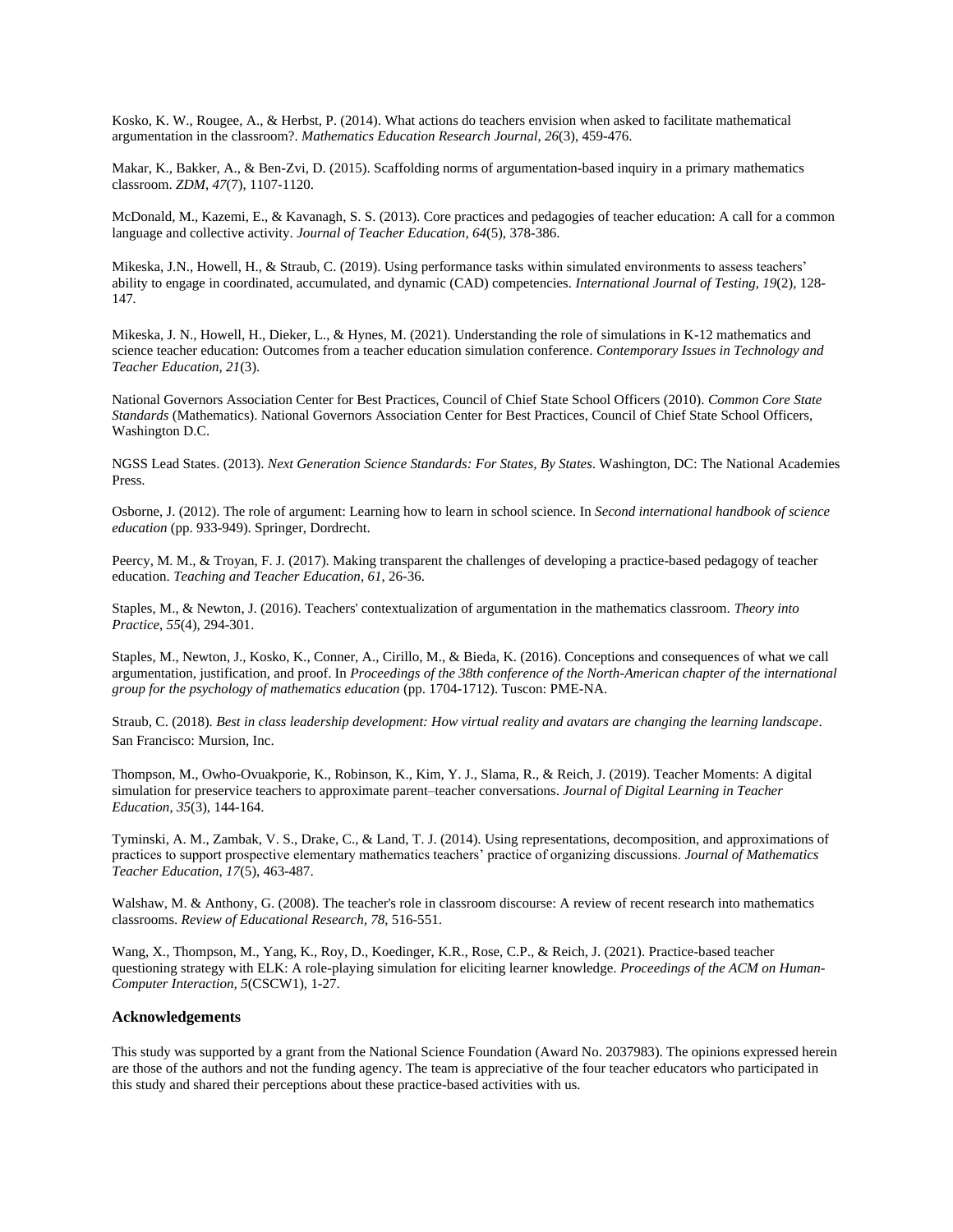Kosko, K. W., Rougee, A., & Herbst, P. (2014). What actions do teachers envision when asked to facilitate mathematical argumentation in the classroom?. *Mathematics Education Research Journal*, *26*(3), 459-476.

Makar, K., Bakker, A., & Ben-Zvi, D. (2015). Scaffolding norms of argumentation-based inquiry in a primary mathematics classroom. *ZDM*, *47*(7), 1107-1120.

McDonald, M., Kazemi, E., & Kavanagh, S. S. (2013). Core practices and pedagogies of teacher education: A call for a common language and collective activity. *Journal of Teacher Education*, *64*(5), 378-386.

Mikeska, J.N., Howell, H., & Straub, C. (2019). Using performance tasks within simulated environments to assess teachers' ability to engage in coordinated, accumulated, and dynamic (CAD) competencies. *International Journal of Testing*, *19*(2), 128-147.

Mikeska, J. N., Howell, H., Dieker, L., & Hynes, M. (2021). Understanding the role of simulations in K-12 mathematics and science teacher education: Outcomes from a teacher education simulation conference. *Contemporary Issues in Technology and Teacher Education*, *21*(3).

National Governors Association Center for Best Practices, Council of Chief State School Officers (2010). *Common Core State Standards* (Mathematics). National Governors Association Center for Best Practices, Council of Chief State School Officers, Washington D.C.

NGSS Lead States. (2013). *Next Generation Science Standards: For States, By States*. Washington, DC: The National Academies Press.

Osborne, J. (2012). The role of argument: Learning how to learn in school science. In *Second international handbook of science education* (pp. 933-949). Springer, Dordrecht.

Peercy, M. M., & Troyan, F. J. (2017). Making transparent the challenges of developing a practice-based pedagogy of teacher education. *Teaching and Teacher Education*, *61*, 26-36.

Staples, M., & Newton, J. (2016). Teachers' contextualization of argumentation in the mathematics classroom. *Theory into Practice*, *55*(4), 294-301.

Staples, M., Newton, J., Kosko, K., Conner, A., Cirillo, M., & Bieda, K. (2016). Conceptions and consequences of what we call argumentation, justification, and proof. In *Proceedings of the 38th conference of the North-American chapter of the international group for the psychology of mathematics education* (pp. 1704-1712). Tuscon: PME-NA.

Straub, C. (2018). *Best in class leadership development: How virtual reality and avatars are changing the learning landscape*. San Francisco: Mursion, Inc.

Thompson, M., Owho-Ovuakporie, K., Robinson, K., Kim, Y. J., Slama, R., & Reich, J. (2019). Teacher Moments: A digital simulation for preservice teachers to approximate parent–teacher conversations. *Journal of Digital Learning in Teacher Education*, *35*(3), 144-164.

Tyminski, A. M., Zambak, V. S., Drake, C., & Land, T. J. (2014). Using representations, decomposition, and approximations of practices to support prospective elementary mathematics teachers' practice of organizing discussions. *Journal of Mathematics Teacher Education, 17*(5), 463-487.

Walshaw, M. & Anthony, G. (2008). The teacher's role in classroom discourse: A review of recent research into mathematics classrooms. *Review of Educational Research, 78*, 516-551.

Wang, X., Thompson, M., Yang, K., Roy, D., Koedinger, K.R., Rose, C.P., & Reich, J. (2021). Practice-based teacher questioning strategy with ELK: A role-playing simulation for eliciting learner knowledge. *Proceedings of the ACM on Human-Computer Interaction*, *5*(CSCW1), 1-27.

### Acknowledgements

This study was supported by a grant from the National Science Foundation (Award No. 2037983). The opinions expressed herein are those of the authors and not the funding agency. The team is appreciative of the four teacher educators who participated in this study and shared their perceptions about these practice-based activities with us.